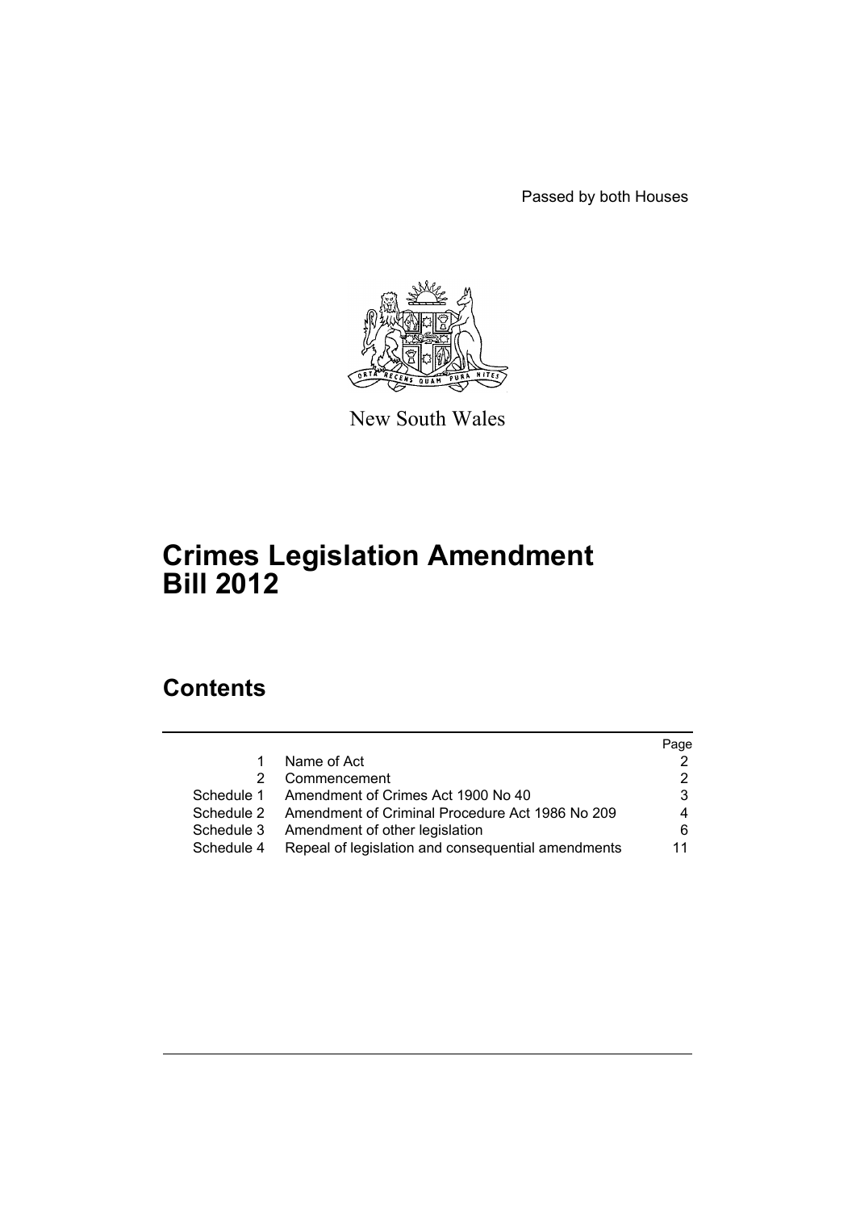Passed by both Houses

New South Wales

# Crimes Legislation Amendment Bill 2012

## Contents

| | | Page |
|---|---|---|
| 1 | Name of Act | 2 |
| 2 | Commencement | 2 |
| Schedule 1 | Amendment of Crimes Act 1900 No 40 | 3 |
| Schedule 2 | Amendment of Criminal Procedure Act 1986 No 209 | 4 |
| Schedule 3 | Amendment of other legislation | 6 |
| Schedule 4 | Repeal of legislation and consequential amendments | 11 |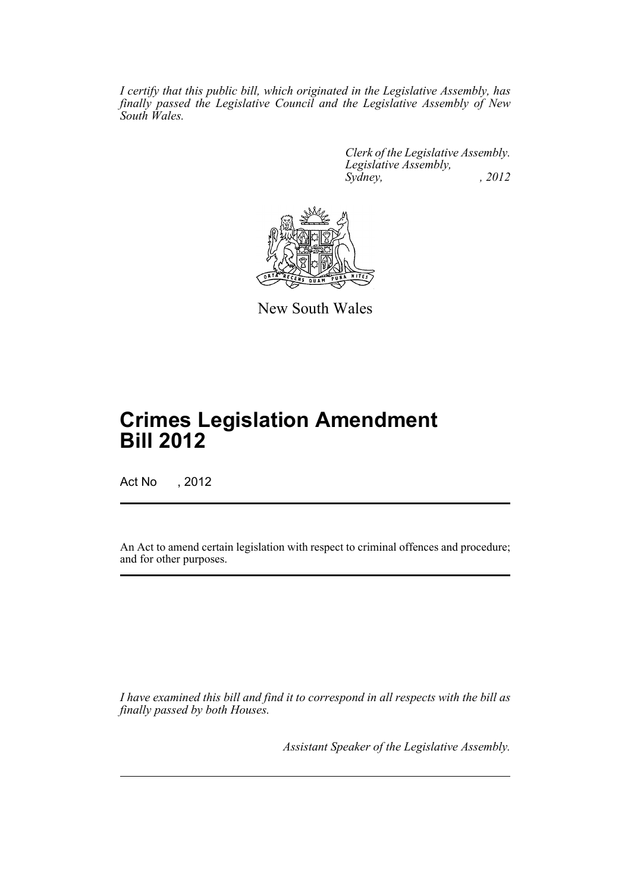*I certify that this public bill, which originated in the Legislative Assembly, has finally passed the Legislative Council and the Legislative Assembly of New South Wales.*

*Clerk of the Legislative Assembly.*
*Legislative Assembly,*
*Sydney, , 2012*

New South Wales

# Crimes Legislation Amendment Bill 2012

Act No , 2012

An Act to amend certain legislation with respect to criminal offences and procedure; and for other purposes.

*I have examined this bill and find it to correspond in all respects with the bill as finally passed by both Houses.*

*Assistant Speaker of the Legislative Assembly.*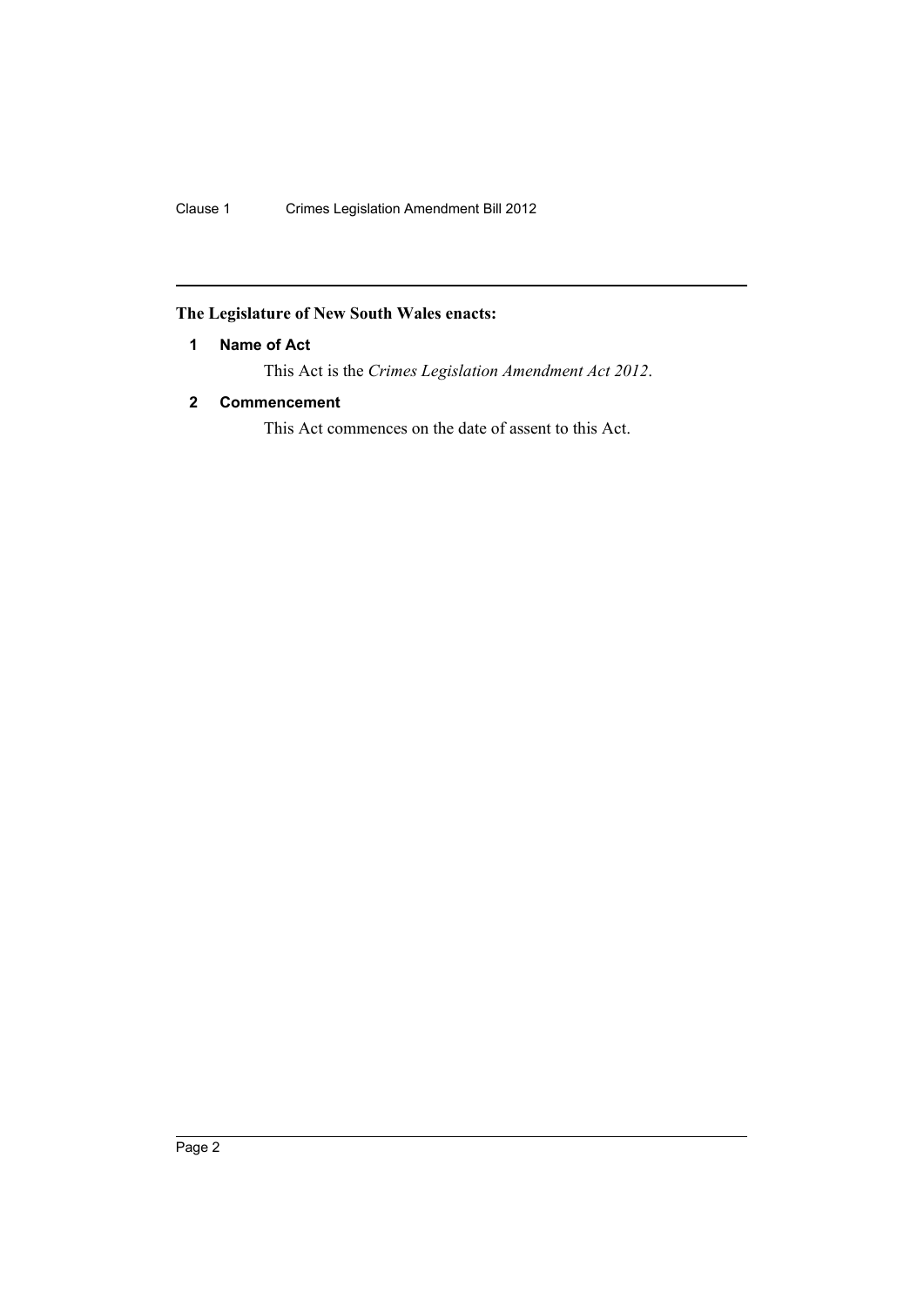**The Legislature of New South Wales enacts:**

## 1 Name of Act

This Act is the *Crimes Legislation Amendment Act 2012*.

## 2 Commencement

This Act commences on the date of assent to this Act.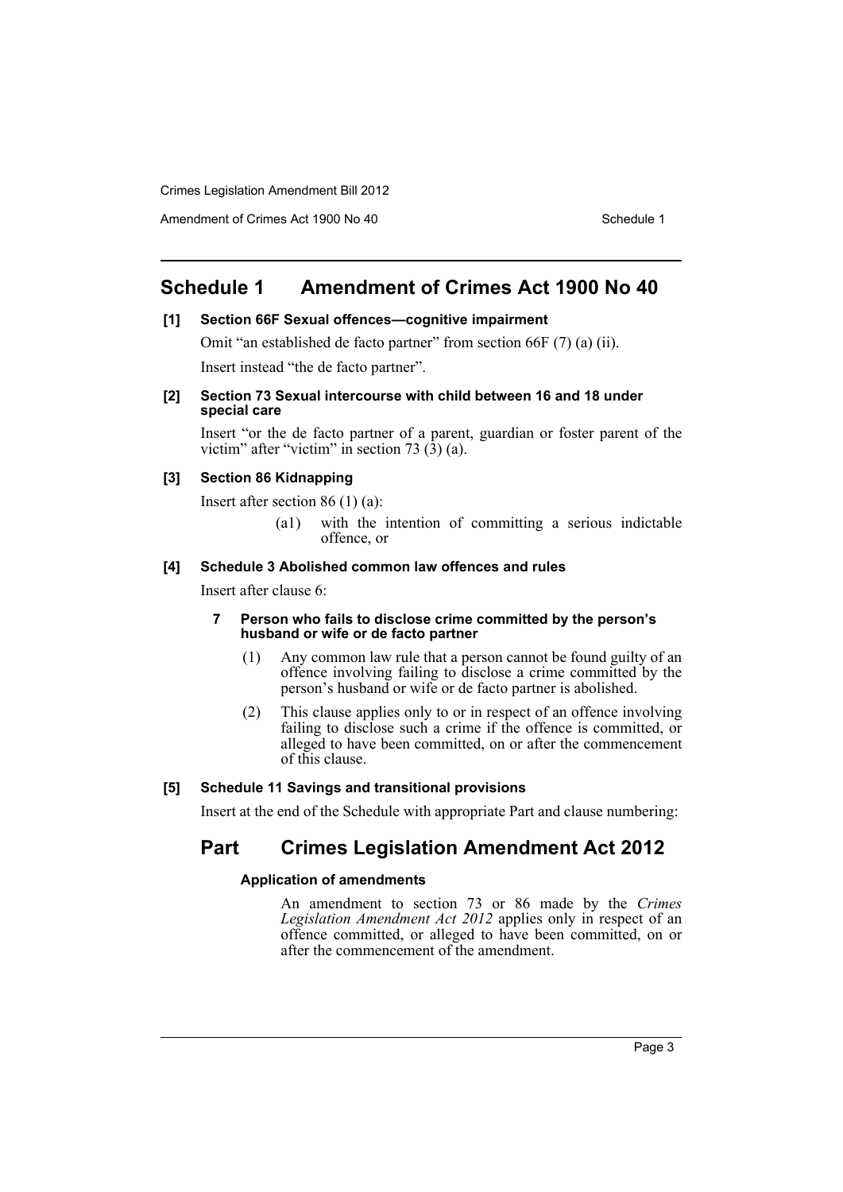# Schedule 1 Amendment of Crimes Act 1900 No 40

### [1] Section 66F Sexual offences—cognitive impairment

Omit "an established de facto partner" from section 66F (7) (a) (ii).

Insert instead "the de facto partner".

### [2] Section 73 Sexual intercourse with child between 16 and 18 under special care

Insert "or the de facto partner of a parent, guardian or foster parent of the victim" after "victim" in section 73 (3) (a).

### [3] Section 86 Kidnapping

Insert after section 86 (1) (a):

> (a1) with the intention of committing a serious indictable offence, or

### [4] Schedule 3 Abolished common law offences and rules

Insert after clause 6:

> **7 Person who fails to disclose crime committed by the person's husband or wife or de facto partner**
>
> (1) Any common law rule that a person cannot be found guilty of an offence involving failing to disclose a crime committed by the person's husband or wife or de facto partner is abolished.
>
> (2) This clause applies only to or in respect of an offence involving failing to disclose such a crime if the offence is committed, or alleged to have been committed, on or after the commencement of this clause.

### [5] Schedule 11 Savings and transitional provisions

Insert at the end of the Schedule with appropriate Part and clause numbering:

## Part Crimes Legislation Amendment Act 2012

#### Application of amendments

An amendment to section 73 or 86 made by the *Crimes Legislation Amendment Act 2012* applies only in respect of an offence committed, or alleged to have been committed, on or after the commencement of the amendment.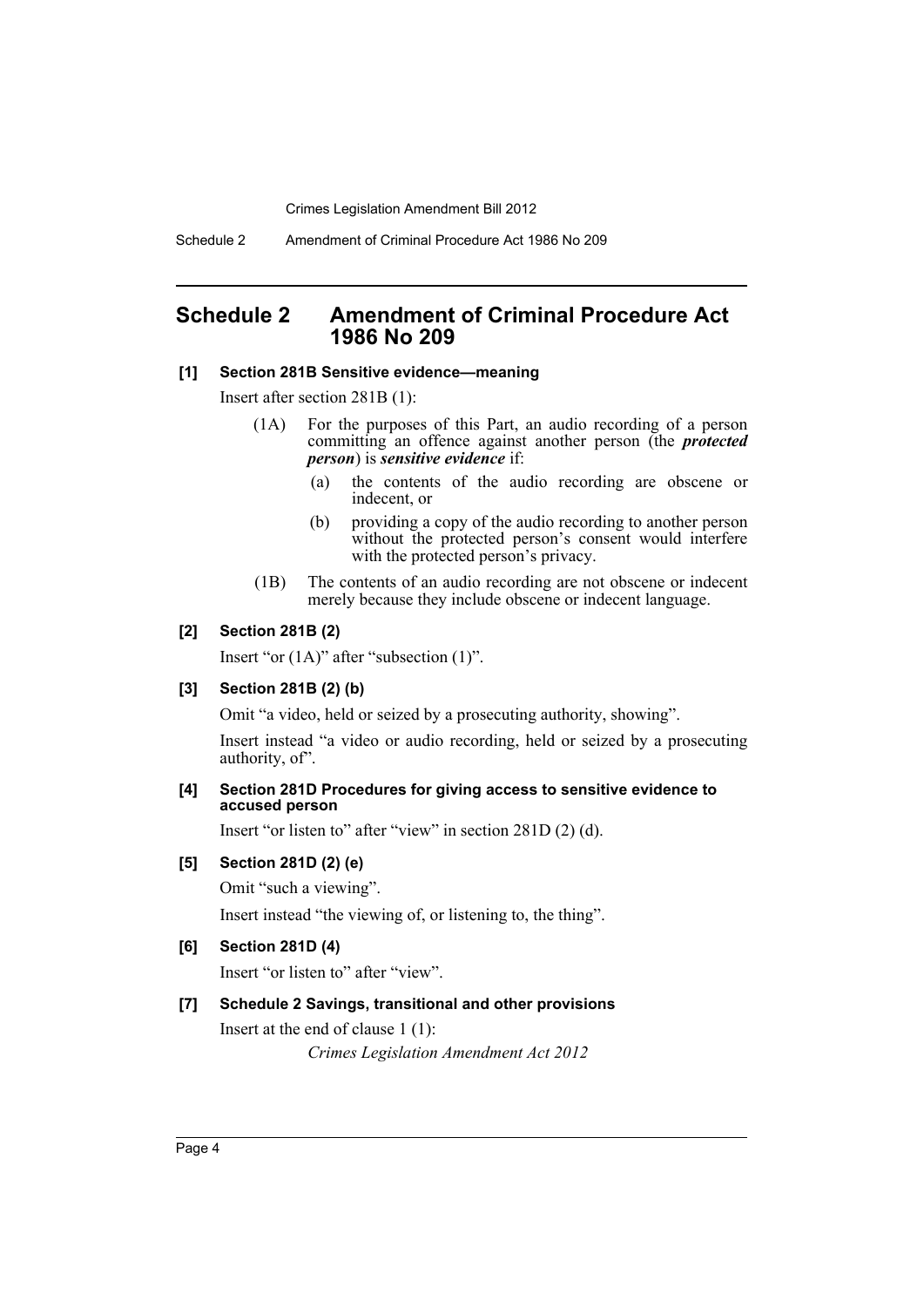## Schedule 2 Amendment of Criminal Procedure Act 1986 No 209

**[1] Section 281B Sensitive evidence—meaning**

Insert after section 281B (1):

(1A) For the purposes of this Part, an audio recording of a person committing an offence against another person (the ***protected person***) is ***sensitive evidence*** if:

(a) the contents of the audio recording are obscene or indecent, or

(b) providing a copy of the audio recording to another person without the protected person's consent would interfere with the protected person's privacy.

(1B) The contents of an audio recording are not obscene or indecent merely because they include obscene or indecent language.

**[2] Section 281B (2)**

Insert "or (1A)" after "subsection (1)".

**[3] Section 281B (2) (b)**

Omit "a video, held or seized by a prosecuting authority, showing".

Insert instead "a video or audio recording, held or seized by a prosecuting authority, of".

**[4] Section 281D Procedures for giving access to sensitive evidence to accused person**

Insert "or listen to" after "view" in section 281D (2) (d).

**[5] Section 281D (2) (e)**

Omit "such a viewing".

Insert instead "the viewing of, or listening to, the thing".

**[6] Section 281D (4)**

Insert "or listen to" after "view".

**[7] Schedule 2 Savings, transitional and other provisions**

Insert at the end of clause 1 (1):

*Crimes Legislation Amendment Act 2012*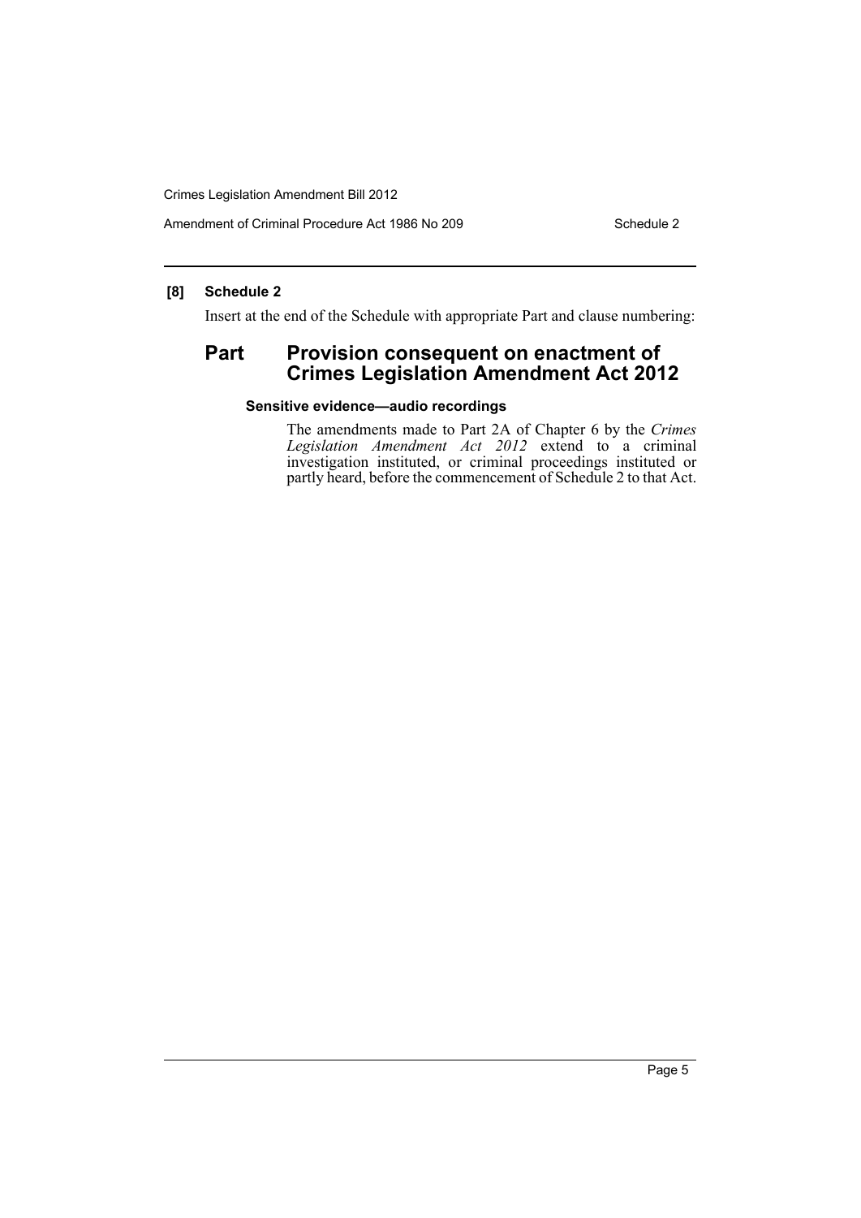**[8] Schedule 2**

Insert at the end of the Schedule with appropriate Part and clause numbering:

## Part Provision consequent on enactment of Crimes Legislation Amendment Act 2012

#### Sensitive evidence—audio recordings

The amendments made to Part 2A of Chapter 6 by the *Crimes Legislation Amendment Act 2012* extend to a criminal investigation instituted, or criminal proceedings instituted or partly heard, before the commencement of Schedule 2 to that Act.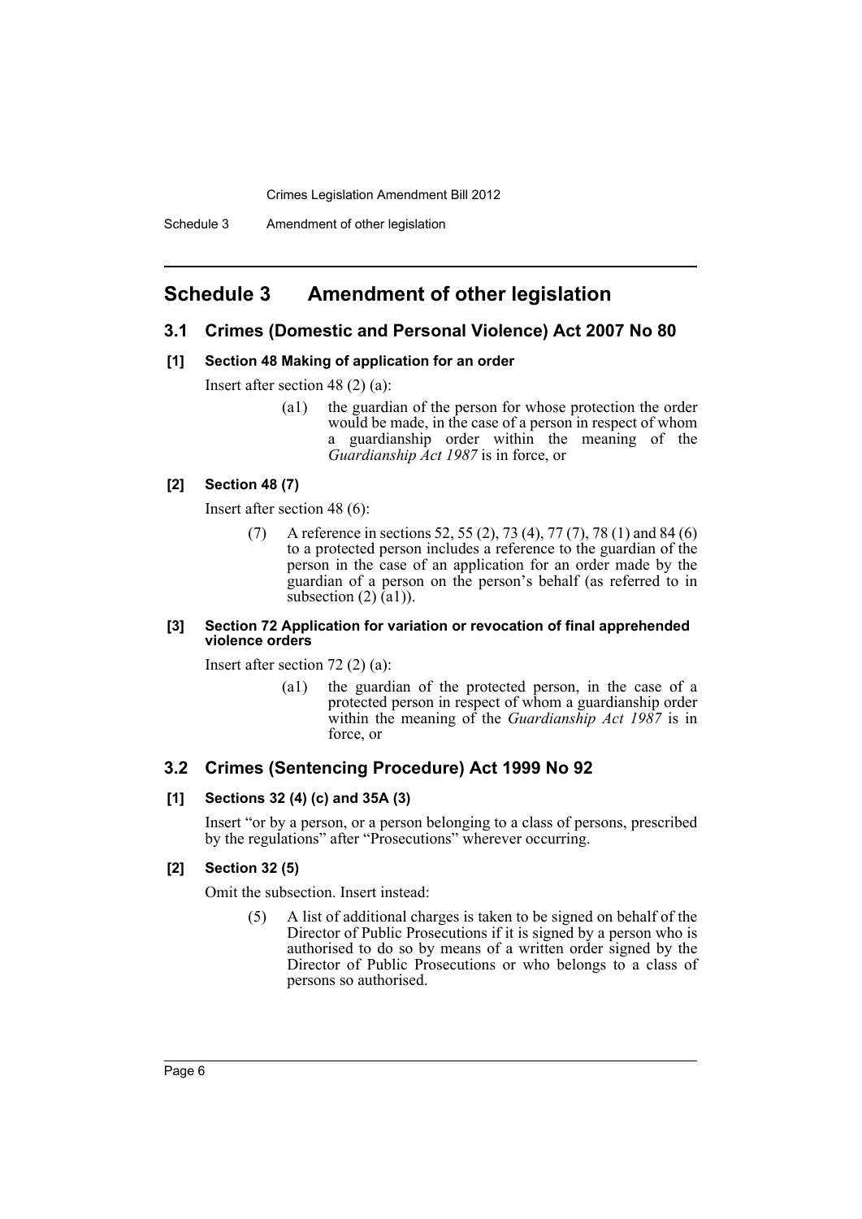## Schedule 3 Amendment of other legislation

### 3.1 Crimes (Domestic and Personal Violence) Act 2007 No 80

**[1] Section 48 Making of application for an order**

Insert after section 48 (2) (a):

> (a1) the guardian of the person for whose protection the order would be made, in the case of a person in respect of whom a guardianship order within the meaning of the *Guardianship Act 1987* is in force, or

**[2] Section 48 (7)**

Insert after section 48 (6):

> (7) A reference in sections 52, 55 (2), 73 (4), 77 (7), 78 (1) and 84 (6) to a protected person includes a reference to the guardian of the person in the case of an application for an order made by the guardian of a person on the person's behalf (as referred to in subsection (2) (a1)).

**[3] Section 72 Application for variation or revocation of final apprehended violence orders**

Insert after section 72 (2) (a):

> (a1) the guardian of the protected person, in the case of a protected person in respect of whom a guardianship order within the meaning of the *Guardianship Act 1987* is in force, or

### 3.2 Crimes (Sentencing Procedure) Act 1999 No 92

**[1] Sections 32 (4) (c) and 35A (3)**

Insert "or by a person, or a person belonging to a class of persons, prescribed by the regulations" after "Prosecutions" wherever occurring.

**[2] Section 32 (5)**

Omit the subsection. Insert instead:

> (5) A list of additional charges is taken to be signed on behalf of the Director of Public Prosecutions if it is signed by a person who is authorised to do so by means of a written order signed by the Director of Public Prosecutions or who belongs to a class of persons so authorised.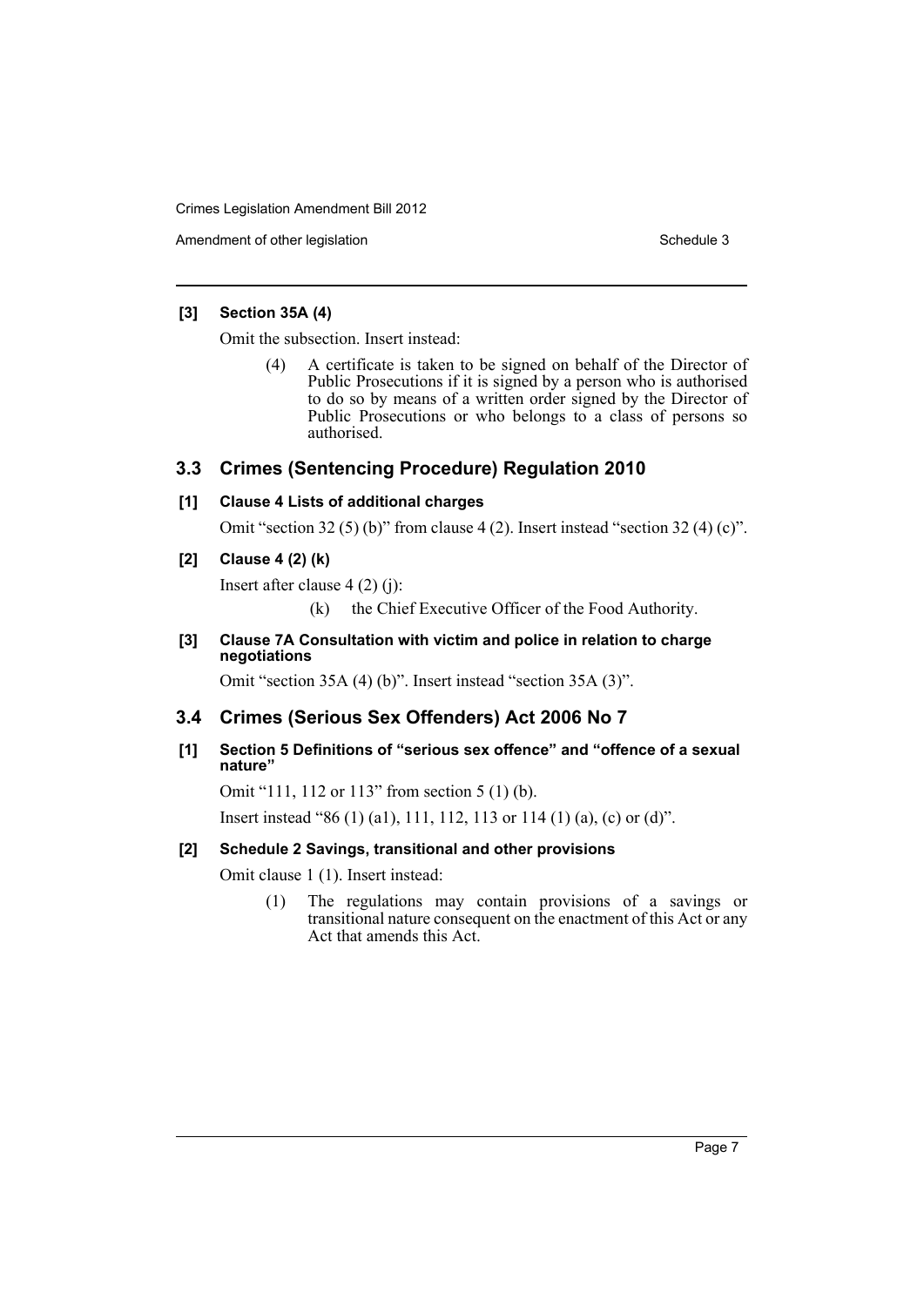**[3] Section 35A (4)**

Omit the subsection. Insert instead:

> (4) A certificate is taken to be signed on behalf of the Director of Public Prosecutions if it is signed by a person who is authorised to do so by means of a written order signed by the Director of Public Prosecutions or who belongs to a class of persons so authorised.

## 3.3 Crimes (Sentencing Procedure) Regulation 2010

**[1] Clause 4 Lists of additional charges**

Omit "section 32 (5) (b)" from clause 4 (2). Insert instead "section 32 (4) (c)".

**[2] Clause 4 (2) (k)**

Insert after clause 4 (2) (j):

> (k) the Chief Executive Officer of the Food Authority.

**[3] Clause 7A Consultation with victim and police in relation to charge negotiations**

Omit "section 35A (4) (b)". Insert instead "section 35A (3)".

## 3.4 Crimes (Serious Sex Offenders) Act 2006 No 7

**[1] Section 5 Definitions of "serious sex offence" and "offence of a sexual nature"**

Omit "111, 112 or 113" from section 5 (1) (b).

Insert instead "86 (1) (a1), 111, 112, 113 or 114 (1) (a), (c) or (d)".

**[2] Schedule 2 Savings, transitional and other provisions**

Omit clause 1 (1). Insert instead:

> (1) The regulations may contain provisions of a savings or transitional nature consequent on the enactment of this Act or any Act that amends this Act.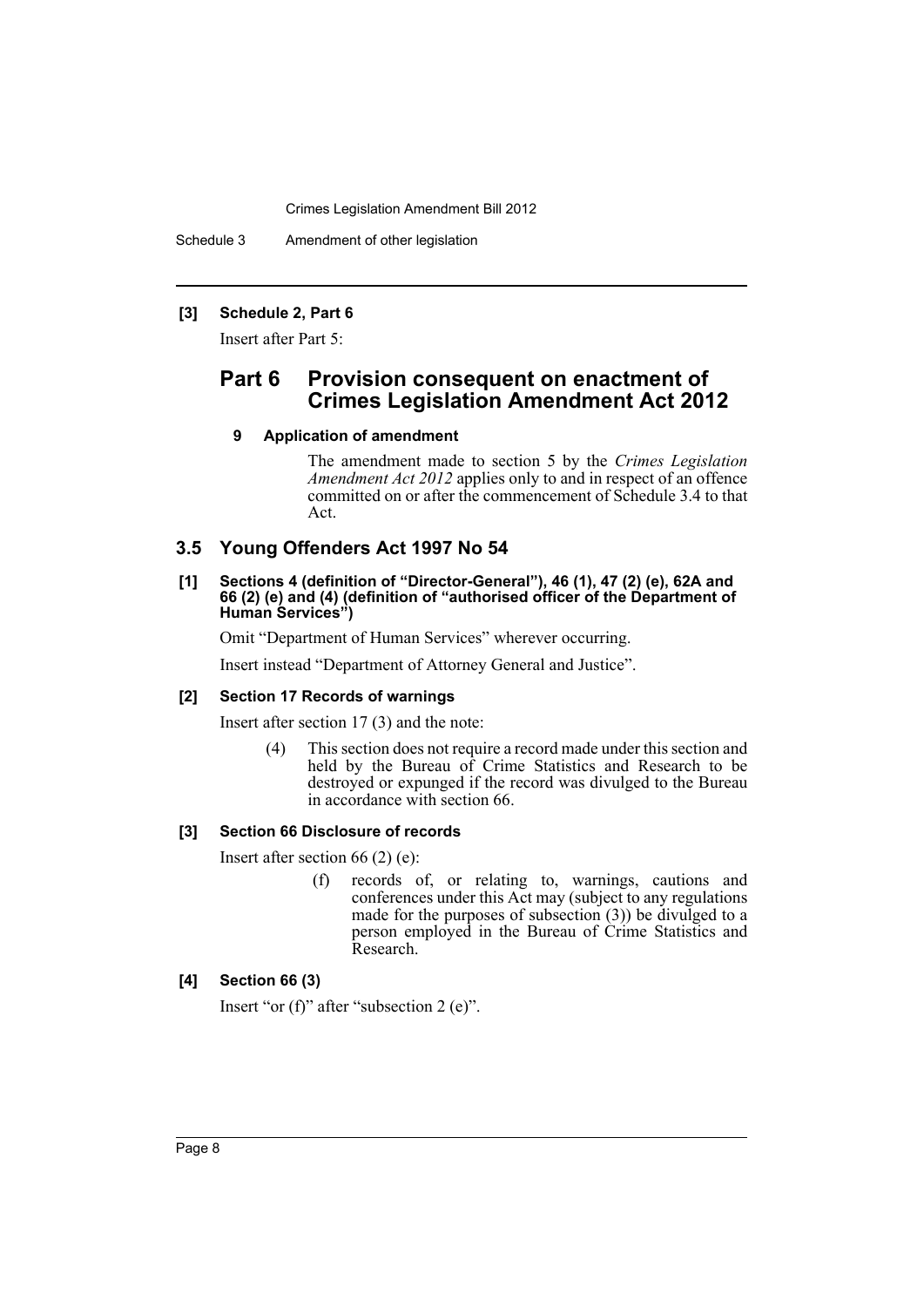**[3] Schedule 2, Part 6**

Insert after Part 5:

## Part 6 Provision consequent on enactment of Crimes Legislation Amendment Act 2012

**9 Application of amendment**

The amendment made to section 5 by the *Crimes Legislation Amendment Act 2012* applies only to and in respect of an offence committed on or after the commencement of Schedule 3.4 to that Act.

## 3.5 Young Offenders Act 1997 No 54

**[1] Sections 4 (definition of "Director-General"), 46 (1), 47 (2) (e), 62A and 66 (2) (e) and (4) (definition of "authorised officer of the Department of Human Services")**

Omit "Department of Human Services" wherever occurring.

Insert instead "Department of Attorney General and Justice".

**[2] Section 17 Records of warnings**

Insert after section 17 (3) and the note:

(4) This section does not require a record made under this section and held by the Bureau of Crime Statistics and Research to be destroyed or expunged if the record was divulged to the Bureau in accordance with section 66.

**[3] Section 66 Disclosure of records**

Insert after section 66 (2) (e):

(f) records of, or relating to, warnings, cautions and conferences under this Act may (subject to any regulations made for the purposes of subsection (3)) be divulged to a person employed in the Bureau of Crime Statistics and Research.

**[4] Section 66 (3)**

Insert "or (f)" after "subsection 2 (e)".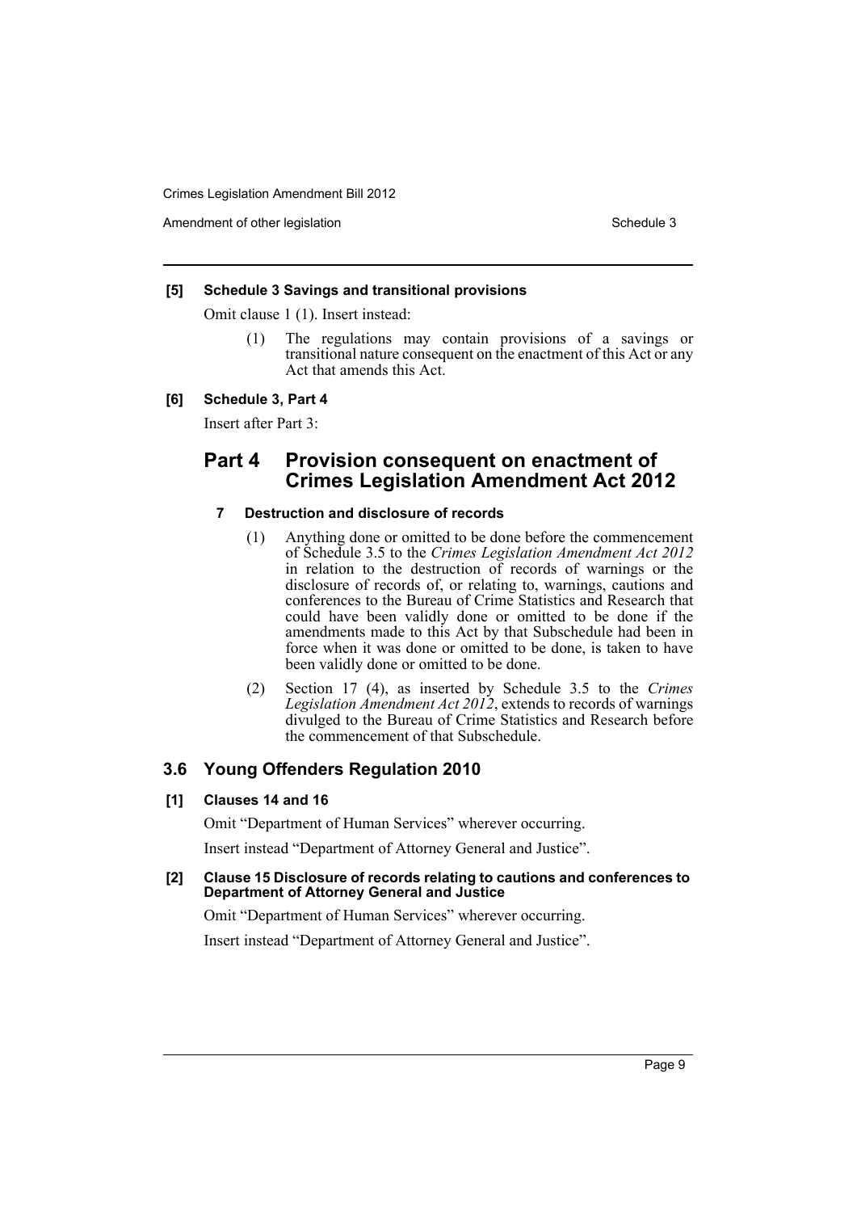**[5] Schedule 3 Savings and transitional provisions**

Omit clause 1 (1). Insert instead:

(1) The regulations may contain provisions of a savings or transitional nature consequent on the enactment of this Act or any Act that amends this Act.

**[6] Schedule 3, Part 4**

Insert after Part 3:

## Part 4 Provision consequent on enactment of Crimes Legislation Amendment Act 2012

### 7 Destruction and disclosure of records

(1) Anything done or omitted to be done before the commencement of Schedule 3.5 to the *Crimes Legislation Amendment Act 2012* in relation to the destruction of records of warnings or the disclosure of records of, or relating to, warnings, cautions and conferences to the Bureau of Crime Statistics and Research that could have been validly done or omitted to be done if the amendments made to this Act by that Subschedule had been in force when it was done or omitted to be done, is taken to have been validly done or omitted to be done.

(2) Section 17 (4), as inserted by Schedule 3.5 to the *Crimes Legislation Amendment Act 2012*, extends to records of warnings divulged to the Bureau of Crime Statistics and Research before the commencement of that Subschedule.

## 3.6 Young Offenders Regulation 2010

**[1] Clauses 14 and 16**

Omit "Department of Human Services" wherever occurring.

Insert instead "Department of Attorney General and Justice".

**[2] Clause 15 Disclosure of records relating to cautions and conferences to Department of Attorney General and Justice**

Omit "Department of Human Services" wherever occurring.

Insert instead "Department of Attorney General and Justice".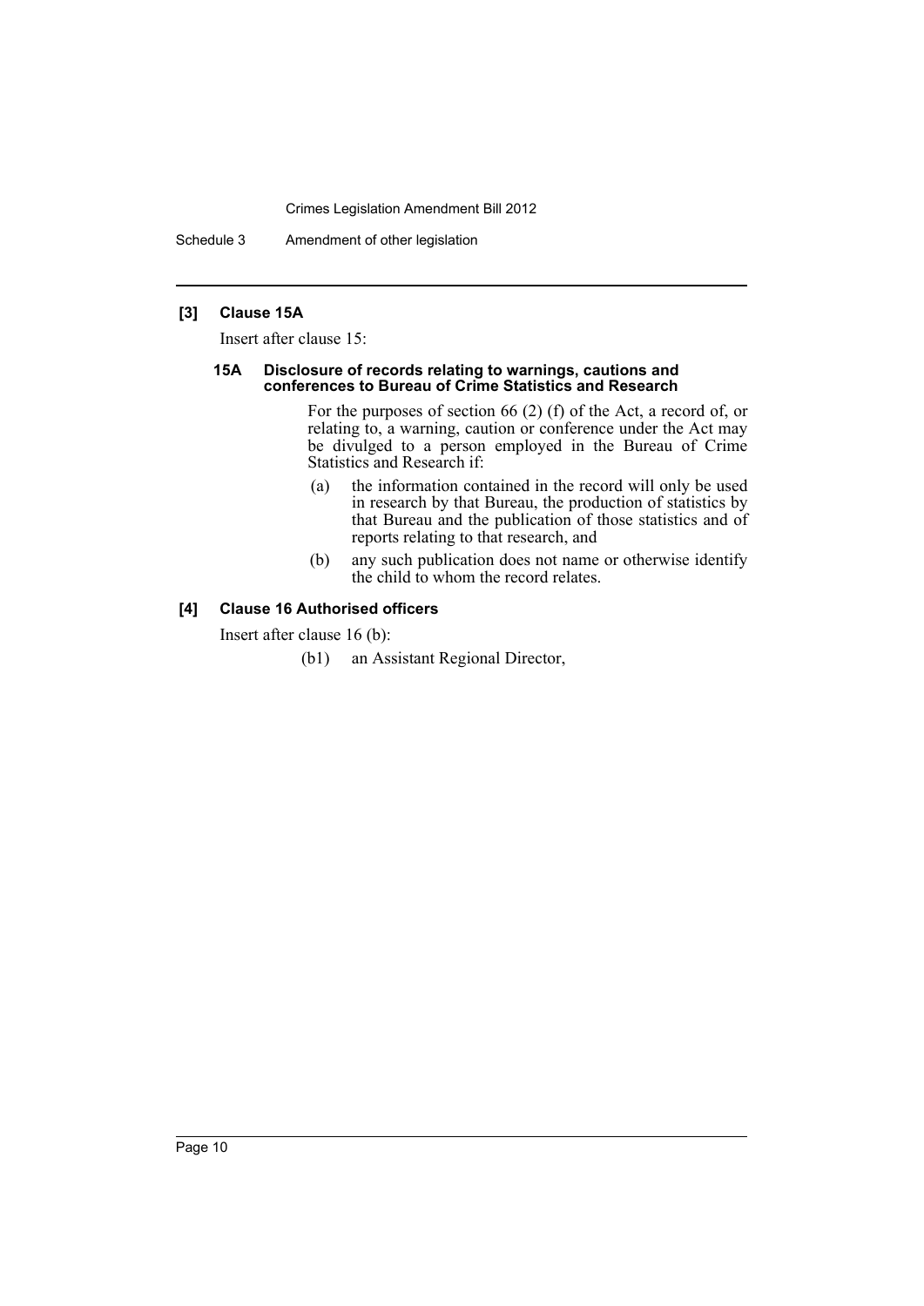**[3] Clause 15A**

Insert after clause 15:

#### 15A Disclosure of records relating to warnings, cautions and conferences to Bureau of Crime Statistics and Research

For the purposes of section 66 (2) (f) of the Act, a record of, or relating to, a warning, caution or conference under the Act may be divulged to a person employed in the Bureau of Crime Statistics and Research if:

(a) the information contained in the record will only be used in research by that Bureau, the production of statistics by that Bureau and the publication of those statistics and of reports relating to that research, and

(b) any such publication does not name or otherwise identify the child to whom the record relates.

**[4] Clause 16 Authorised officers**

Insert after clause 16 (b):

(b1) an Assistant Regional Director,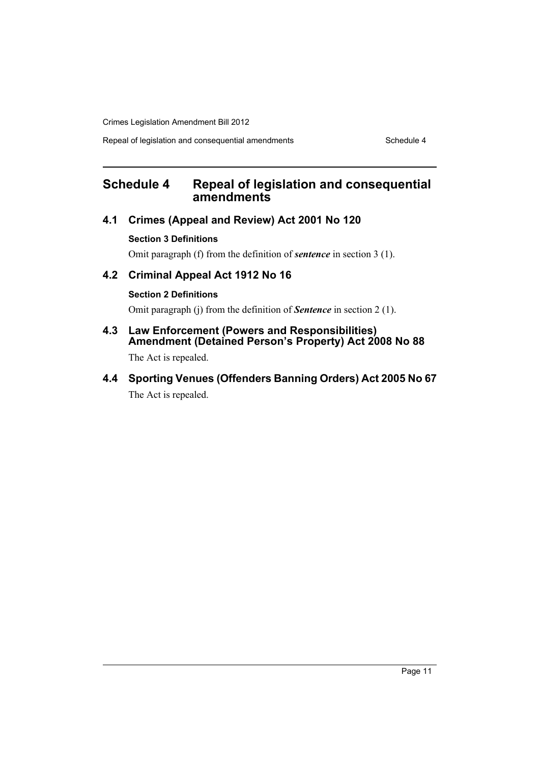# Schedule 4 Repeal of legislation and consequential amendments

## 4.1 Crimes (Appeal and Review) Act 2001 No 120

### Section 3 Definitions

Omit paragraph (f) from the definition of ***sentence*** in section 3 (1).

## 4.2 Criminal Appeal Act 1912 No 16

### Section 2 Definitions

Omit paragraph (j) from the definition of ***Sentence*** in section 2 (1).

## 4.3 Law Enforcement (Powers and Responsibilities) Amendment (Detained Person's Property) Act 2008 No 88

The Act is repealed.

## 4.4 Sporting Venues (Offenders Banning Orders) Act 2005 No 67

The Act is repealed.